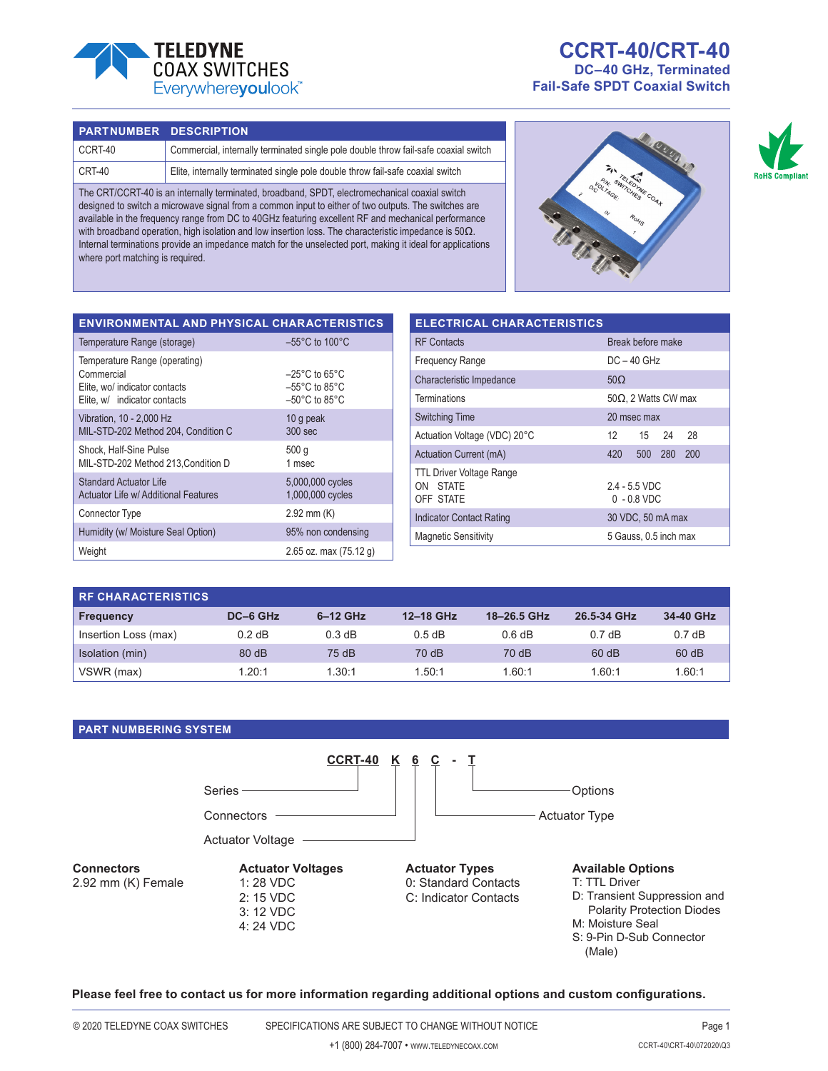# CCRT-40/CRT-40

## DC–40 GHz, Terminated Fail-Safe SPDT Coaxial Switch

| PARTNUMBER | DESCRIPTION |
|---|---|
| CCRT-40 | Commercial, internally terminated single pole double throw fail-safe coaxial switch |
| CRT-40 | Elite, internally terminated single pole double throw fail-safe coaxial switch |

The CRT/CCRT-40 is an internally terminated, broadband, SPDT, electromechanical coaxial switch designed to switch a microwave signal from a common input to either of two outputs. The switches are available in the frequency range from DC to 40GHz featuring excellent RF and mechanical performance with broadband operation, high isolation and low insertion loss. The characteristic impedance is 50Ω. Internal terminations provide an impedance match for the unselected port, making it ideal for applications where port matching is required.

RoHS Compliant

## ENVIRONMENTAL AND PHYSICAL CHARACTERISTICS

| Characteristic | Value |
|---|---|
| Temperature Range (storage) | –55°C to 100°C |
| Temperature Range (operating)<br>Commercial<br>Elite, wo/ indicator contacts<br>Elite, w/ indicator contacts | <br>–25°C to 65°C<br>–55°C to 85°C<br>–50°C to 85°C |
| Vibration, 10 - 2,000 Hz<br>MIL-STD-202 Method 204, Condition C | 10 g peak<br>300 sec |
| Shock, Half-Sine Pulse<br>MIL-STD-202 Method 213,Condition D | 500 g<br>1 msec |
| Standard Actuator Life<br>Actuator Life w/ Additional Features | 5,000,000 cycles<br>1,000,000 cycles |
| Connector Type | 2.92 mm (K) |
| Humidity (w/ Moisture Seal Option) | 95% non condensing |
| Weight | 2.65 oz. max (75.12 g) |

## ELECTRICAL CHARACTERISTICS

| Characteristic | Value |
|---|---|
| RF Contacts | Break before make |
| Frequency Range | DC – 40 GHz |
| Characteristic Impedance | 50Ω |
| Terminations | 50Ω, 2 Watts CW max |
| Switching Time | 20 msec max |
| Actuation Voltage (VDC) 20°C | 12 15 24 28 |
| Actuation Current (mA) | 420 500 280 200 |
| TTL Driver Voltage Range<br>ON STATE<br>OFF STATE | <br>2.4 - 5.5 VDC<br>0 - 0.8 VDC |
| Indicator Contact Rating | 30 VDC, 50 mA max |
| Magnetic Sensitivity | 5 Gauss, 0.5 inch max |

## RF CHARACTERISTICS

| Frequency | DC–6 GHz | 6–12 GHz | 12–18 GHz | 18–26.5 GHz | 26.5-34 GHz | 34-40 GHz |
|---|---|---|---|---|---|---|
| Insertion Loss (max) | 0.2 dB | 0.3 dB | 0.5 dB | 0.6 dB | 0.7 dB | 0.7 dB |
| Isolation (min) | 80 dB | 75 dB | 70 dB | 70 dB | 60 dB | 60 dB |
| VSWR (max) | 1.20:1 | 1.30:1 | 1.50:1 | 1.60:1 | 1.60:1 | 1.60:1 |

## PART NUMBERING SYSTEM

**CCRT-40 K 6 C - T**

- Series: CCRT-40
- Connectors: K
- Actuator Voltage: 6
- Actuator Type: C
- Options: T

**Connectors**
2.92 mm (K) Female

**Actuator Voltages**
1: 28 VDC
2: 15 VDC
3: 12 VDC
4: 24 VDC

**Actuator Types**
0: Standard Contacts
C: Indicator Contacts

**Available Options**
T: TTL Driver
D: Transient Suppression and Polarity Protection Diodes
M: Moisture Seal
S: 9-Pin D-Sub Connector (Male)

**Please feel free to contact us for more information regarding additional options and custom configurations.**

© 2020 TELEDYNE COAX SWITCHES SPECIFICATIONS ARE SUBJECT TO CHANGE WITHOUT NOTICE

+1 (800) 284-7007 • WWW.TELEDYNECOAX.COM CCRT-40\CRT-40\072020\Q3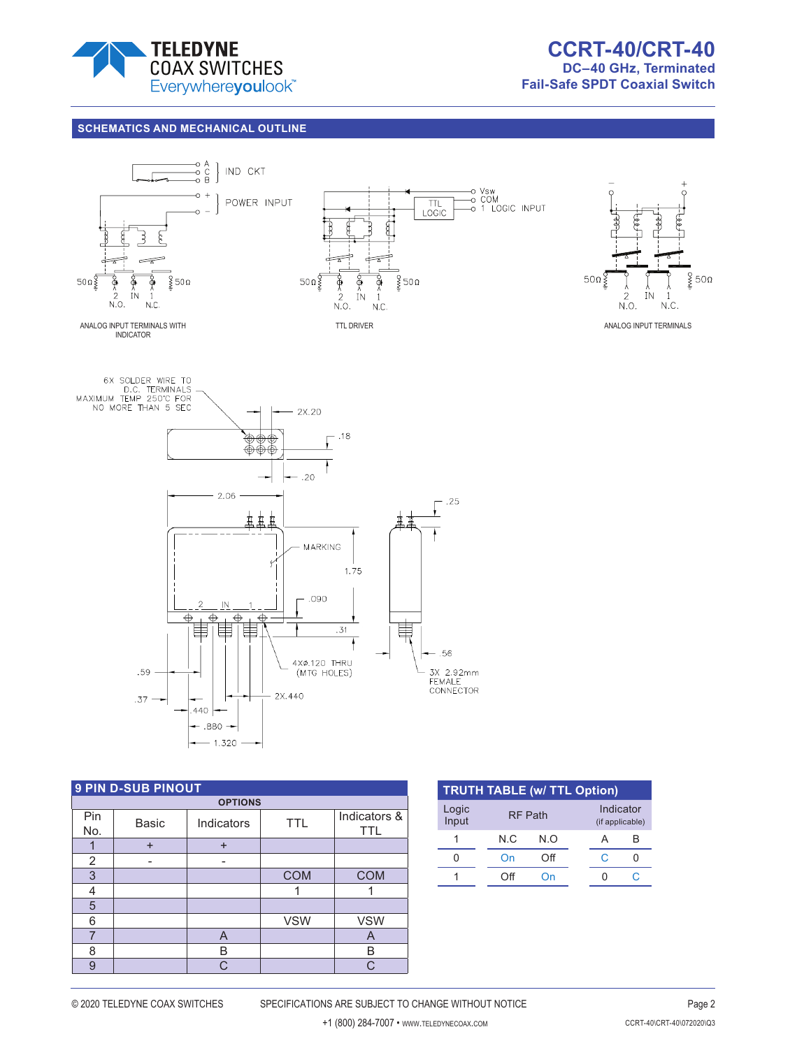## SCHEMATICS AND MECHANICAL OUTLINE

ANALOG INPUT TERMINALS WITH INDICATOR

TTL DRIVER

ANALOG INPUT TERMINALS

## 9 PIN D-SUB PINOUT

| Pin No. | Basic | Indicators | TTL | Indicators & TTL |
|---|---|---|---|---|
| | OPTIONS | | | |
| 1 | + | + | | |
| 2 | - | - | | |
| 3 | | | COM | COM |
| 4 | | | 1 | 1 |
| 5 | | | | |
| 6 | | | VSW | VSW |
| 7 | | A | | A |
| 8 | | B | | B |
| 9 | | C | | C |

## TRUTH TABLE (w/ TTL Option)

| Logic Input | RF Path | | Indicator (if applicable) | |
|---|---|---|---|---|
| 1 | N.C | N.O | A | B |
| 0 | On | Off | C | 0 |
| 1 | Off | On | 0 | C |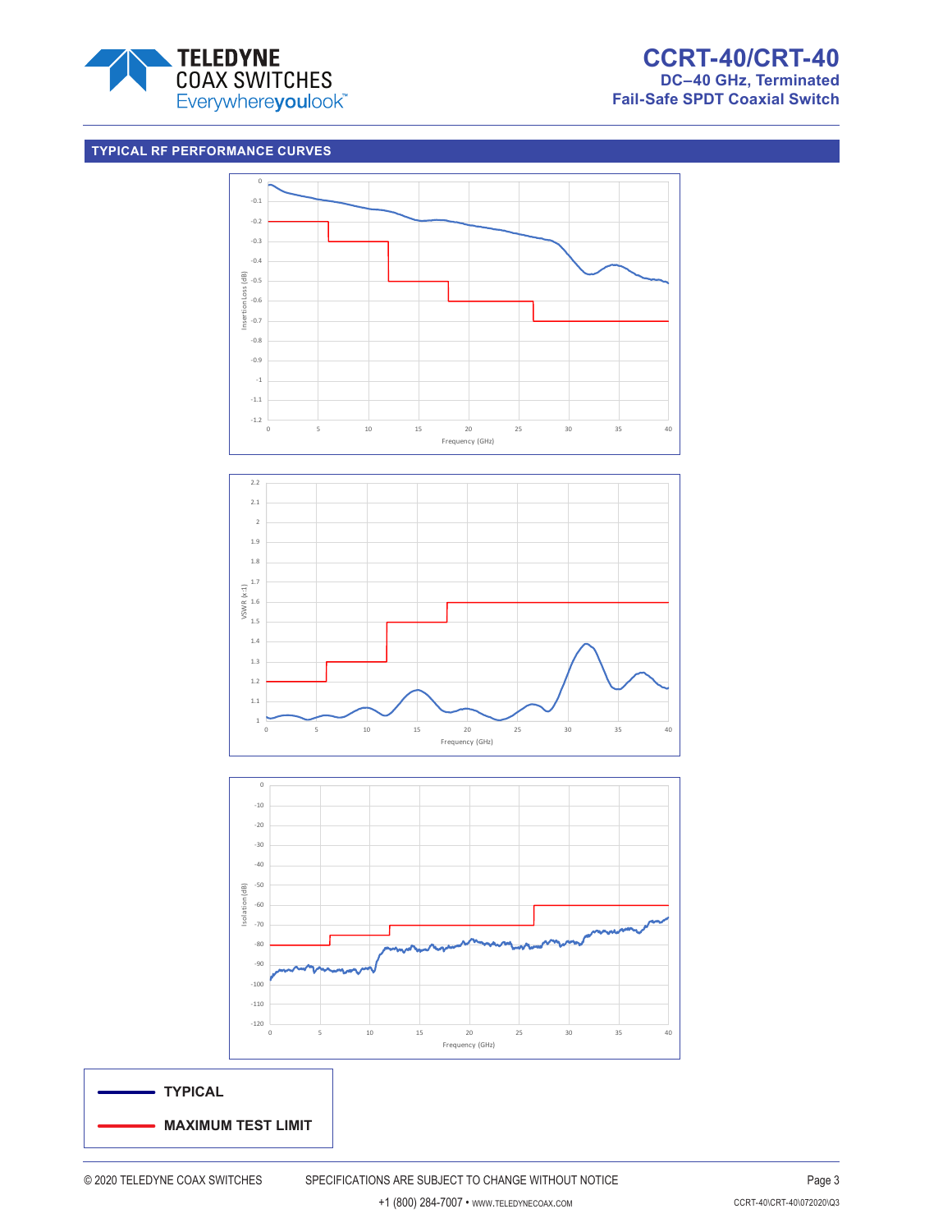## TYPICAL RF PERFORMANCE CURVES

Insertion Loss (dB)

Frequency (GHz)

VSWR (x:1)

Frequency (GHz)

Isolation (dB)

Frequency (GHz)

TYPICAL

MAXIMUM TEST LIMIT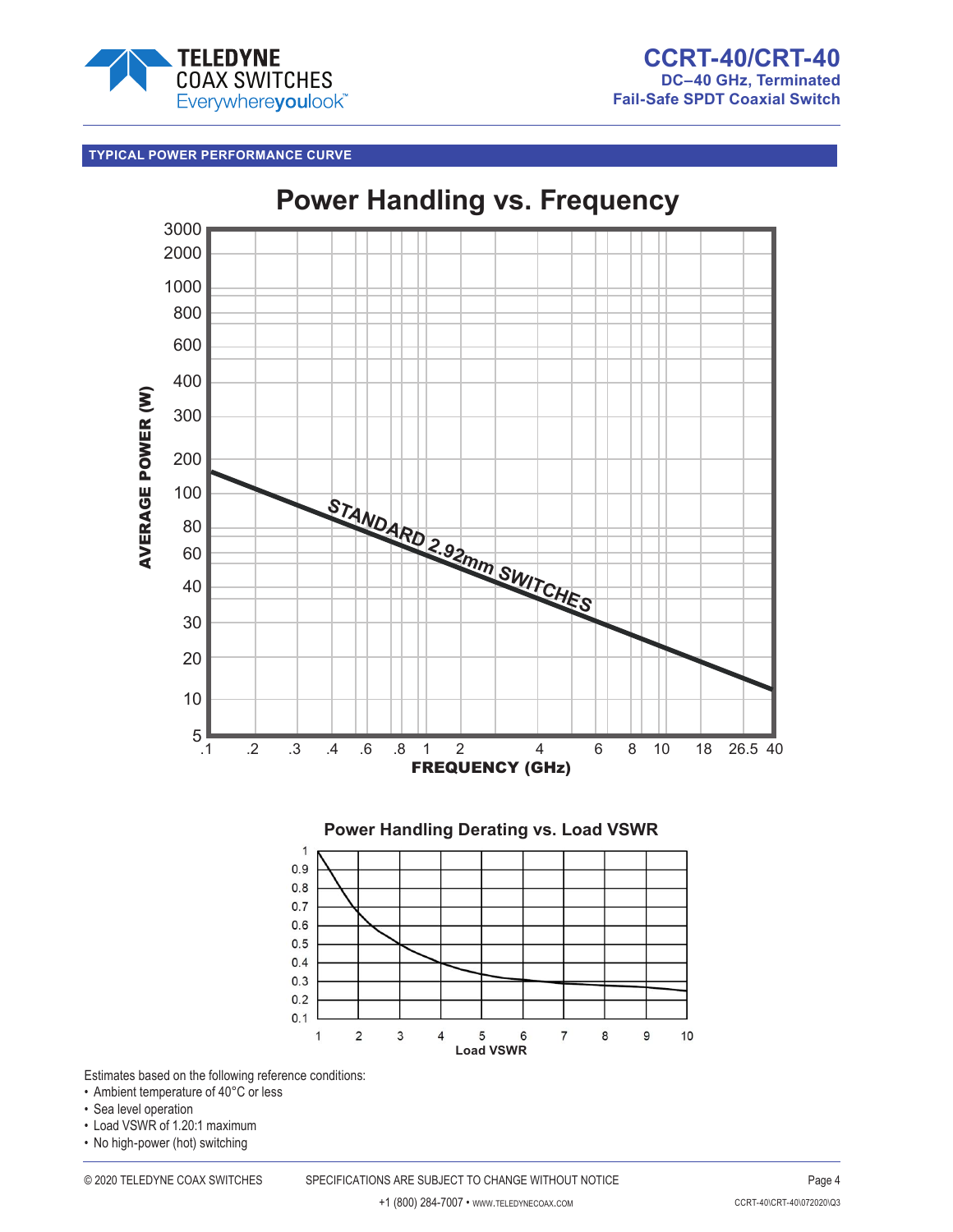## TYPICAL POWER PERFORMANCE CURVE

### Power Handling vs. Frequency

AVERAGE POWER (W)

3000
2000
1000
800
600
400
300
200
100
80
60
40
30
20
10
5

STANDARD 2.92mm SWITCHES

.1 .2 .3 .4 .6 .8 1 2 4 6 8 10 18 26.5 40

FREQUENCY (GHz)

### Power Handling Derating vs. Load VSWR

1
0.9
0.8
0.7
0.6
0.5
0.4
0.3
0.2
0.1

1 2 3 4 5 6 7 8 9 10

Load VSWR

Estimates based on the following reference conditions:

- Ambient temperature of 40°C or less
- Sea level operation
- Load VSWR of 1.20:1 maximum
- No high-power (hot) switching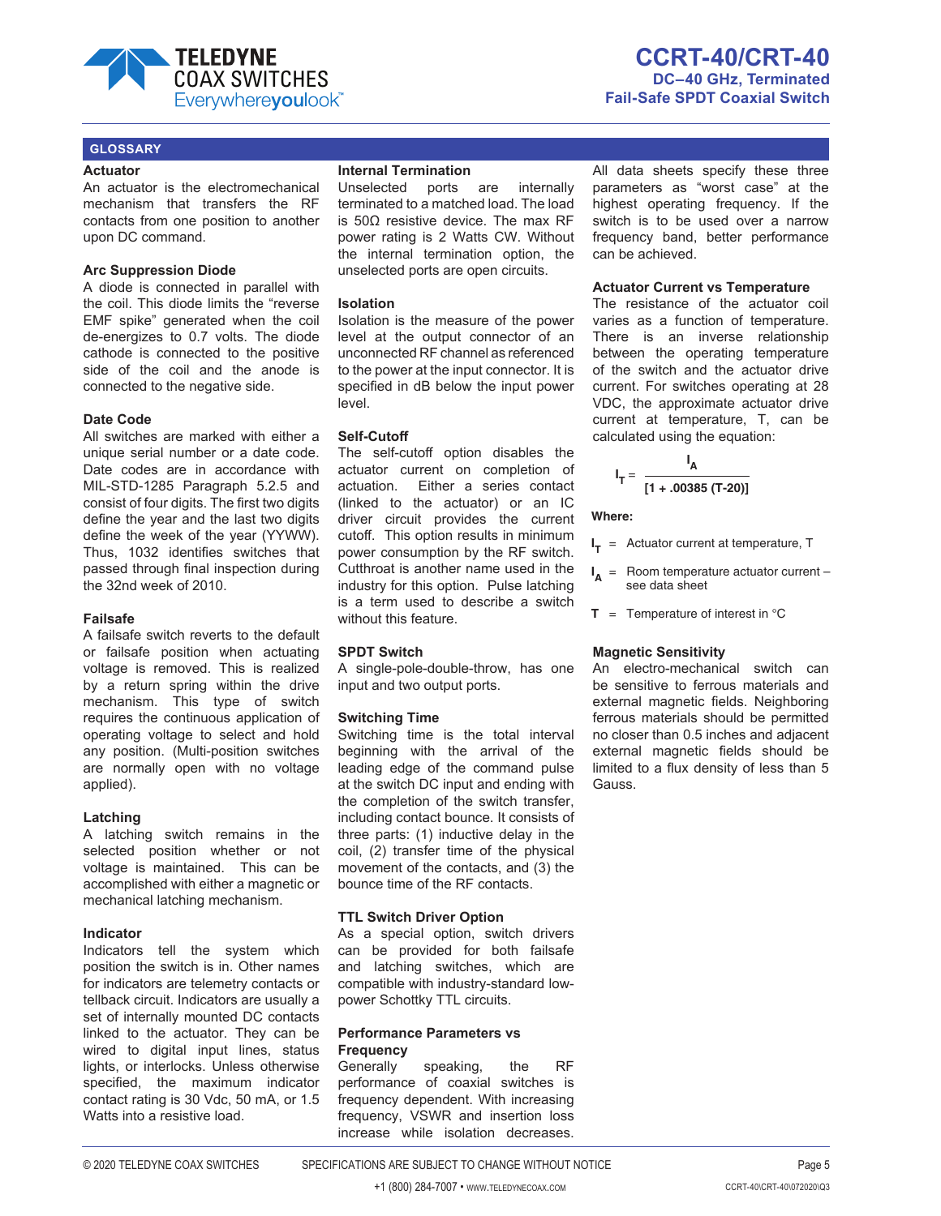## GLOSSARY

**Actuator**
An actuator is the electromechanical mechanism that transfers the RF contacts from one position to another upon DC command.

**Arc Suppression Diode**
A diode is connected in parallel with the coil. This diode limits the "reverse EMF spike" generated when the coil de-energizes to 0.7 volts. The diode cathode is connected to the positive side of the coil and the anode is connected to the negative side.

**Date Code**
All switches are marked with either a unique serial number or a date code. Date codes are in accordance with MIL-STD-1285 Paragraph 5.2.5 and consist of four digits. The first two digits define the year and the last two digits define the week of the year (YYWW). Thus, 1032 identifies switches that passed through final inspection during the 32nd week of 2010.

**Failsafe**
A failsafe switch reverts to the default or failsafe position when actuating voltage is removed. This is realized by a return spring within the drive mechanism. This type of switch requires the continuous application of operating voltage to select and hold any position. (Multi-position switches are normally open with no voltage applied).

**Latching**
A latching switch remains in the selected position whether or not voltage is maintained. This can be accomplished with either a magnetic or mechanical latching mechanism.

**Indicator**
Indicators tell the system which position the switch is in. Other names for indicators are telemetry contacts or tellback circuit. Indicators are usually a set of internally mounted DC contacts linked to the actuator. They can be wired to digital input lines, status lights, or interlocks. Unless otherwise specified, the maximum indicator contact rating is 30 Vdc, 50 mA, or 1.5 Watts into a resistive load.

**Internal Termination**
Unselected ports are internally terminated to a matched load. The load is 50Ω resistive device. The max RF power rating is 2 Watts CW. Without the internal termination option, the unselected ports are open circuits.

**Isolation**
Isolation is the measure of the power level at the output connector of an unconnected RF channel as referenced to the power at the input connector. It is specified in dB below the input power level.

**Self-Cutoff**
The self-cutoff option disables the actuator current on completion of actuation. Either a series contact (linked to the actuator) or an IC driver circuit provides the current cutoff. This option results in minimum power consumption by the RF switch. Cutthroat is another name used in the industry for this option. Pulse latching is a term used to describe a switch without this feature.

**SPDT Switch**
A single-pole-double-throw, has one input and two output ports.

**Switching Time**
Switching time is the total interval beginning with the arrival of the leading edge of the command pulse at the switch DC input and ending with the completion of the switch transfer, including contact bounce. It consists of three parts: (1) inductive delay in the coil, (2) transfer time of the physical movement of the contacts, and (3) the bounce time of the RF contacts.

**TTL Switch Driver Option**
As a special option, switch drivers can be provided for both failsafe and latching switches, which are compatible with industry-standard low-power Schottky TTL circuits.

**Performance Parameters vs Frequency**
Generally speaking, the RF performance of coaxial switches is frequency dependent. With increasing frequency, VSWR and insertion loss increase while isolation decreases. All data sheets specify these three parameters as "worst case" at the highest operating frequency. If the switch is to be used over a narrow frequency band, better performance can be achieved.

**Actuator Current vs Temperature**
The resistance of the actuator coil varies as a function of temperature. There is an inverse relationship between the operating temperature of the switch and the actuator drive current. For switches operating at 28 VDC, the approximate actuator drive current at temperature, T, can be calculated using the equation:

$$I_T = \frac{I_A}{[1 + .00385\,(T-20)]}$$

**Where:**

- $I_T$ = Actuator current at temperature, T
- $I_A$ = Room temperature actuator current – see data sheet
- **T** = Temperature of interest in °C

**Magnetic Sensitivity**
An electro-mechanical switch can be sensitive to ferrous materials and external magnetic fields. Neighboring ferrous materials should be permitted no closer than 0.5 inches and adjacent external magnetic fields should be limited to a flux density of less than 5 Gauss.